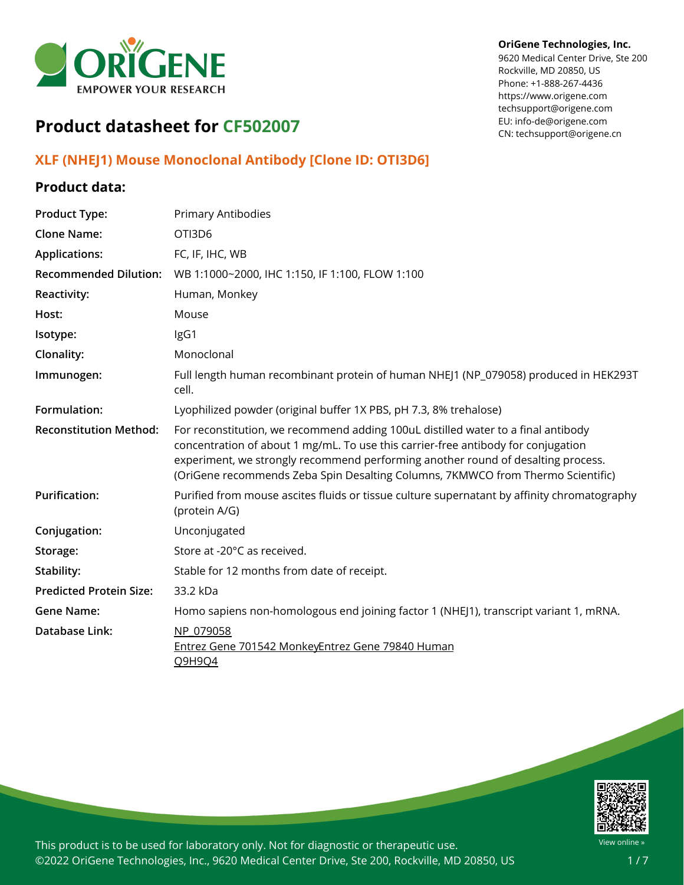OriGene Technologies, Inc.
9620 Medical Center Drive, Ste 200
Rockville, MD 20850, US
Phone: +1-888-267-4436
https://www.origene.com
techsupport@origene.com
EU: info-de@origene.com
CN: techsupport@origene.cn

# Product datasheet for CF502007

## XLF (NHEJ1) Mouse Monoclonal Antibody [Clone ID: OTI3D6]

### Product data:

| | |
|---|---|
| **Product Type:** | Primary Antibodies |
| **Clone Name:** | OTI3D6 |
| **Applications:** | FC, IF, IHC, WB |
| **Recommended Dilution:** | WB 1:1000~2000, IHC 1:150, IF 1:100, FLOW 1:100 |
| **Reactivity:** | Human, Monkey |
| **Host:** | Mouse |
| **Isotype:** | IgG1 |
| **Clonality:** | Monoclonal |
| **Immunogen:** | Full length human recombinant protein of human NHEJ1 (NP_079058) produced in HEK293T cell. |
| **Formulation:** | Lyophilized powder (original buffer 1X PBS, pH 7.3, 8% trehalose) |
| **Reconstitution Method:** | For reconstitution, we recommend adding 100uL distilled water to a final antibody concentration of about 1 mg/mL. To use this carrier-free antibody for conjugation experiment, we strongly recommend performing another round of desalting process. (OriGene recommends Zeba Spin Desalting Columns, 7KMWCO from Thermo Scientific) |
| **Purification:** | Purified from mouse ascites fluids or tissue culture supernatant by affinity chromatography (protein A/G) |
| **Conjugation:** | Unconjugated |
| **Storage:** | Store at -20°C as received. |
| **Stability:** | Stable for 12 months from date of receipt. |
| **Predicted Protein Size:** | 33.2 kDa |
| **Gene Name:** | Homo sapiens non-homologous end joining factor 1 (NHEJ1), transcript variant 1, mRNA. |
| **Database Link:** | NP_079058<br>Entrez Gene 701542 MonkeyEntrez Gene 79840 Human<br>Q9H9Q4 |

This product is to be used for laboratory only. Not for diagnostic or therapeutic use.
©2022 OriGene Technologies, Inc., 9620 Medical Center Drive, Ste 200, Rockville, MD 20850, US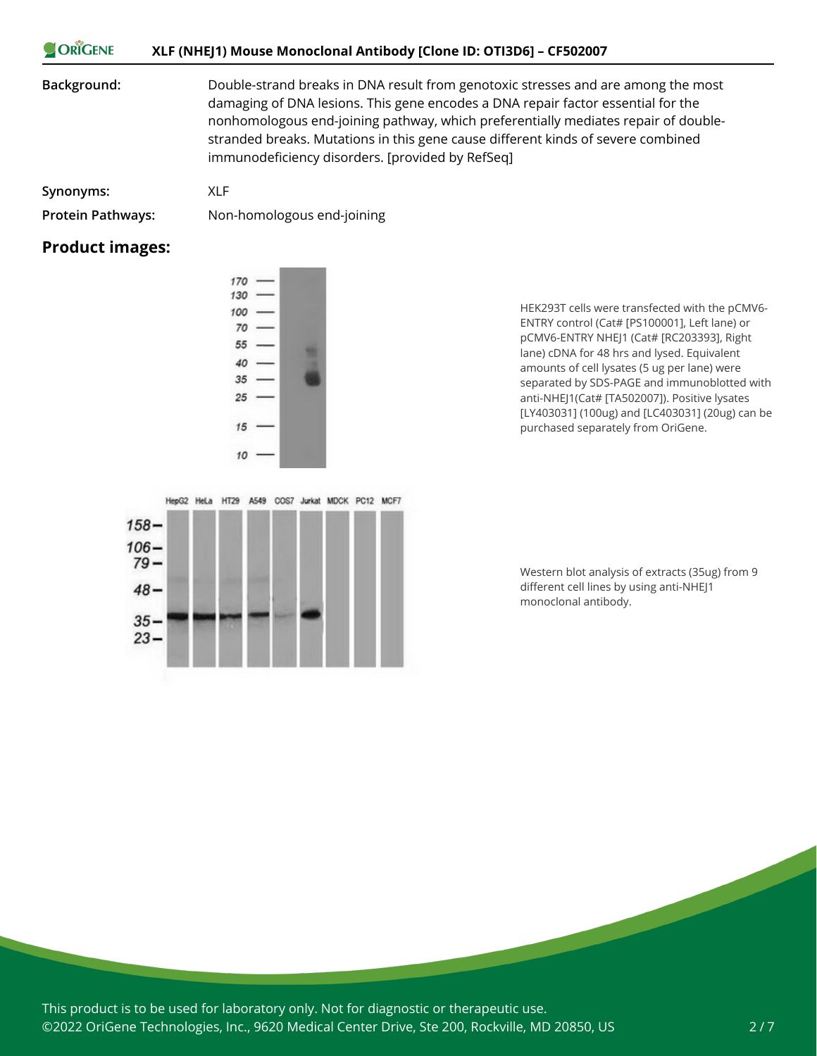**Background:** Double-strand breaks in DNA result from genotoxic stresses and are among the most damaging of DNA lesions. This gene encodes a DNA repair factor essential for the nonhomologous end-joining pathway, which preferentially mediates repair of double-stranded breaks. Mutations in this gene cause different kinds of severe combined immunodeficiency disorders. [provided by RefSeq]

**Synonyms:** XLF

**Protein Pathways:** Non-homologous end-joining

## Product images:

HEK293T cells were transfected with the pCMV6-ENTRY control (Cat# [PS100001], Left lane) or pCMV6-ENTRY NHEJ1 (Cat# [RC203393], Right lane) cDNA for 48 hrs and lysed. Equivalent amounts of cell lysates (5 ug per lane) were separated by SDS-PAGE and immunoblotted with anti-NHEJ1(Cat# [TA502007]). Positive lysates [LY403031] (100ug) and [LC403031] (20ug) can be purchased separately from OriGene.

Western blot analysis of extracts (35ug) from 9 different cell lines by using anti-NHEJ1 monoclonal antibody.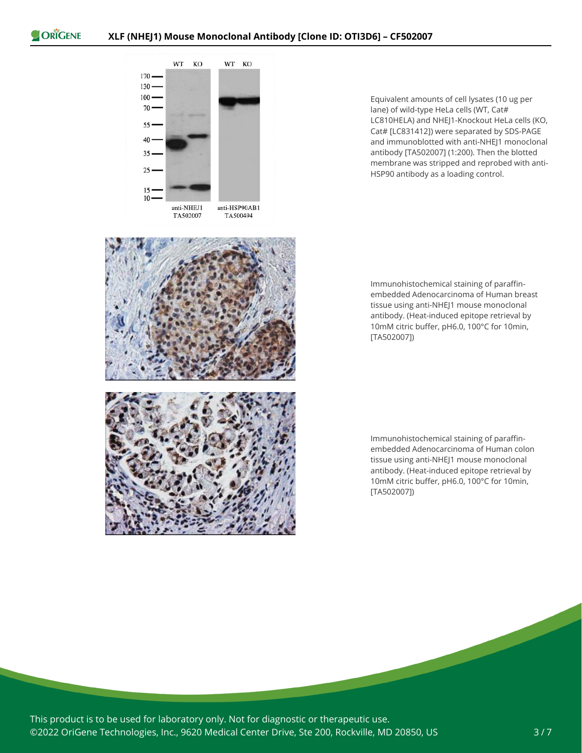Equivalent amounts of cell lysates (10 ug per lane) of wild-type HeLa cells (WT, Cat# LC810HELA) and NHEJ1-Knockout HeLa cells (KO, Cat# [LC831412]) were separated by SDS-PAGE and immunoblotted with anti-NHEJ1 monoclonal antibody [TA502007] (1:200). Then the blotted membrane was stripped and reprobed with anti-HSP90 antibody as a loading control.

Immunohistochemical staining of paraffin-embedded Adenocarcinoma of Human breast tissue using anti-NHEJ1 mouse monoclonal antibody. (Heat-induced epitope retrieval by 10mM citric buffer, pH6.0, 100°C for 10min, [TA502007])

Immunohistochemical staining of paraffin-embedded Adenocarcinoma of Human colon tissue using anti-NHEJ1 mouse monoclonal antibody. (Heat-induced epitope retrieval by 10mM citric buffer, pH6.0, 100°C for 10min, [TA502007])

This product is to be used for laboratory only. Not for diagnostic or therapeutic use.
©2022 OriGene Technologies, Inc., 9620 Medical Center Drive, Ste 200, Rockville, MD 20850, US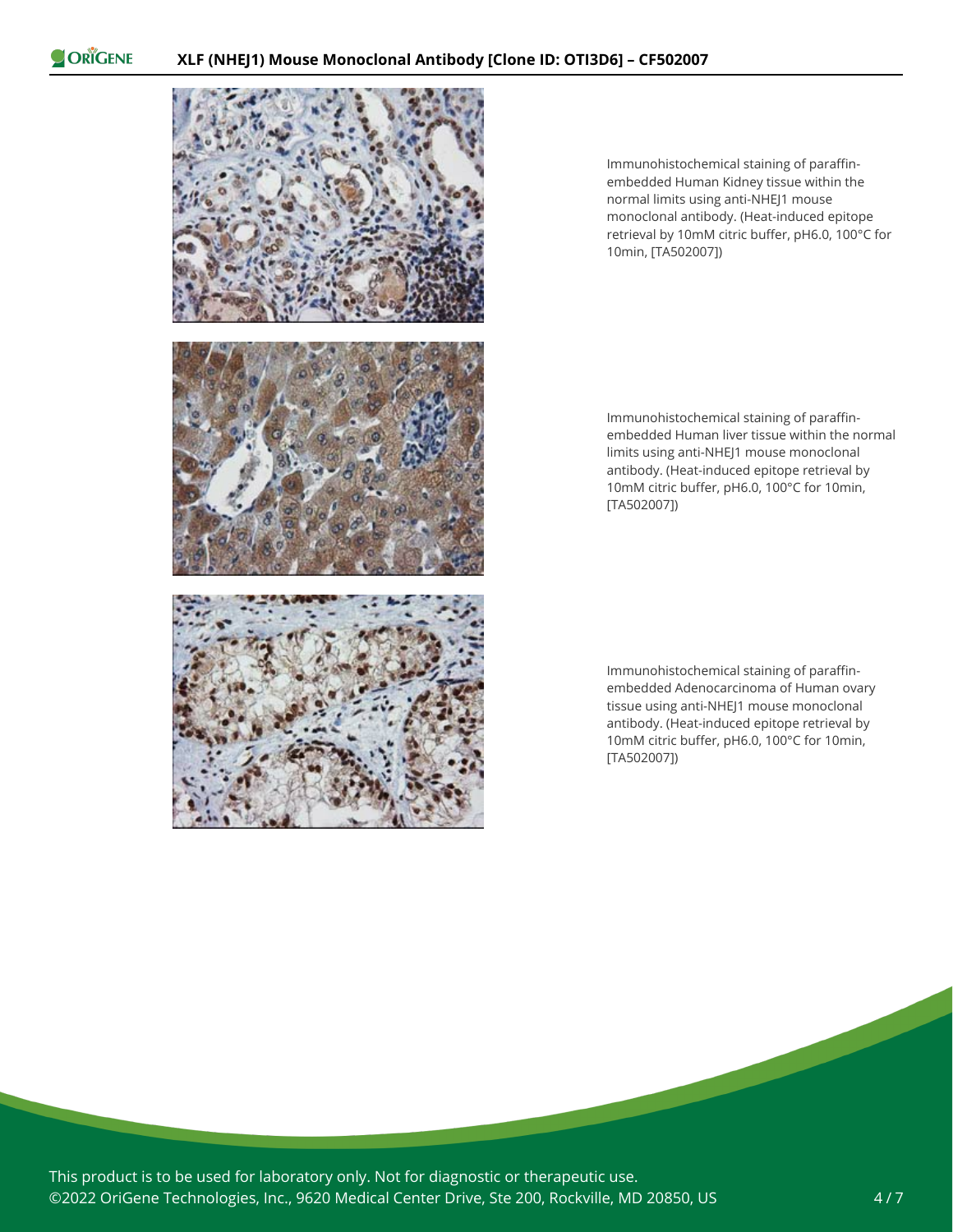Immunohistochemical staining of paraffin-embedded Human Kidney tissue within the normal limits using anti-NHEJ1 mouse monoclonal antibody. (Heat-induced epitope retrieval by 10mM citric buffer, pH6.0, 100°C for 10min, [TA502007])

Immunohistochemical staining of paraffin-embedded Human liver tissue within the normal limits using anti-NHEJ1 mouse monoclonal antibody. (Heat-induced epitope retrieval by 10mM citric buffer, pH6.0, 100°C for 10min, [TA502007])

Immunohistochemical staining of paraffin-embedded Adenocarcinoma of Human ovary tissue using anti-NHEJ1 mouse monoclonal antibody. (Heat-induced epitope retrieval by 10mM citric buffer, pH6.0, 100°C for 10min, [TA502007])

This product is to be used for laboratory only. Not for diagnostic or therapeutic use.
©2022 OriGene Technologies, Inc., 9620 Medical Center Drive, Ste 200, Rockville, MD 20850, US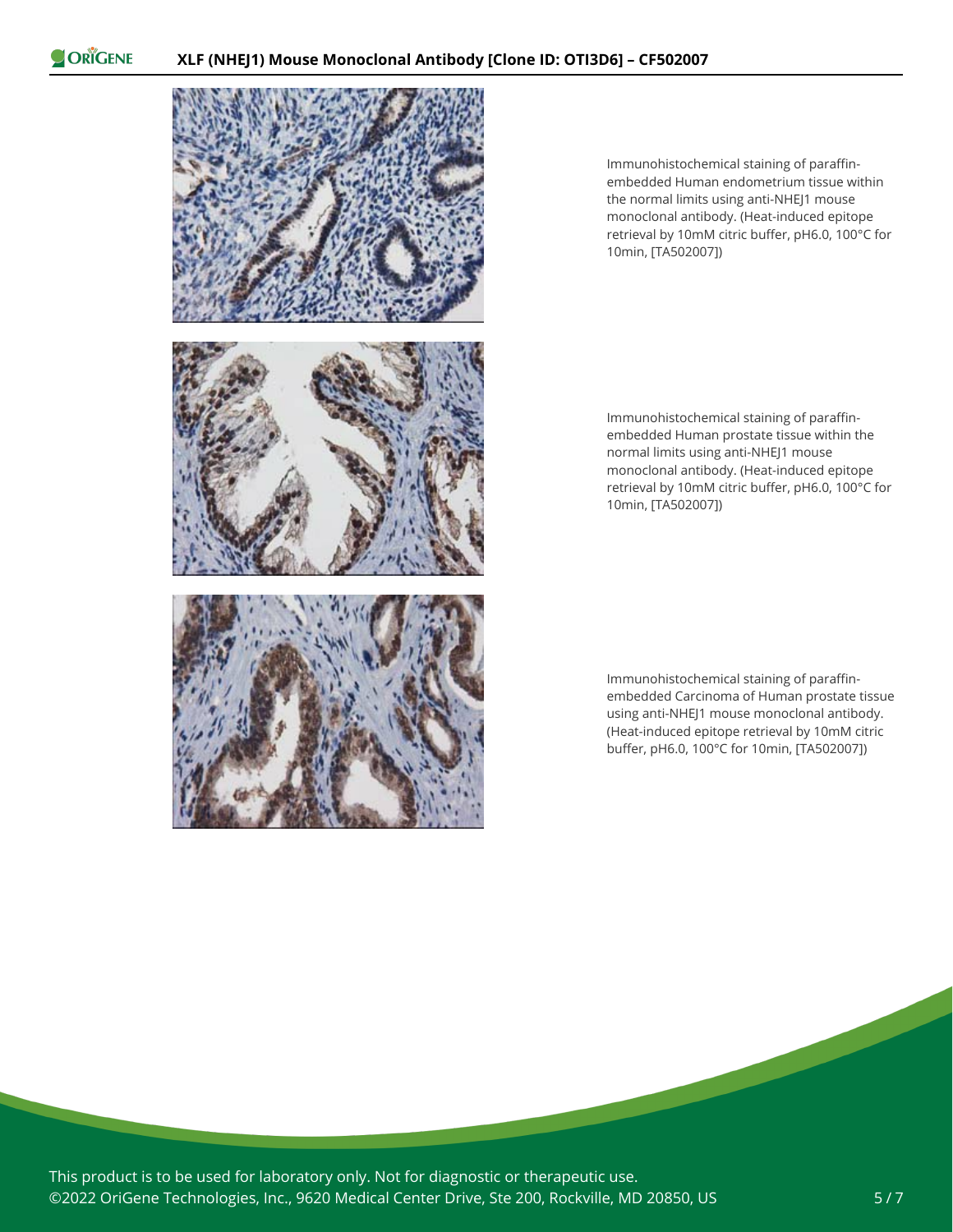Immunohistochemical staining of paraffin-embedded Human endometrium tissue within the normal limits using anti-NHEJ1 mouse monoclonal antibody. (Heat-induced epitope retrieval by 10mM citric buffer, pH6.0, 100°C for 10min, [TA502007])

Immunohistochemical staining of paraffin-embedded Human prostate tissue within the normal limits using anti-NHEJ1 mouse monoclonal antibody. (Heat-induced epitope retrieval by 10mM citric buffer, pH6.0, 100°C for 10min, [TA502007])

Immunohistochemical staining of paraffin-embedded Carcinoma of Human prostate tissue using anti-NHEJ1 mouse monoclonal antibody. (Heat-induced epitope retrieval by 10mM citric buffer, pH6.0, 100°C for 10min, [TA502007])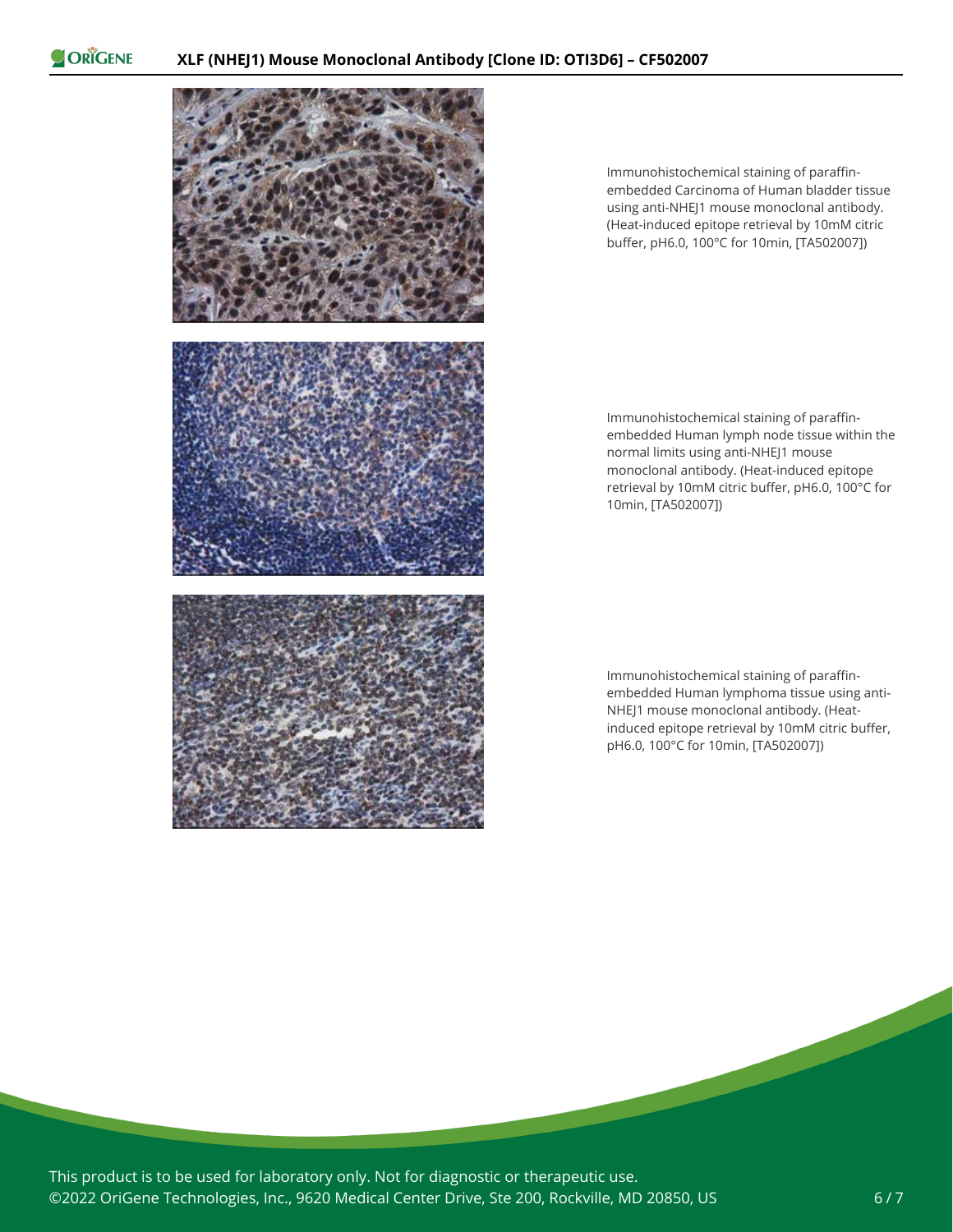Immunohistochemical staining of paraffin-embedded Carcinoma of Human bladder tissue using anti-NHEJ1 mouse monoclonal antibody. (Heat-induced epitope retrieval by 10mM citric buffer, pH6.0, 100°C for 10min, [TA502007])

Immunohistochemical staining of paraffin-embedded Human lymph node tissue within the normal limits using anti-NHEJ1 mouse monoclonal antibody. (Heat-induced epitope retrieval by 10mM citric buffer, pH6.0, 100°C for 10min, [TA502007])

Immunohistochemical staining of paraffin-embedded Human lymphoma tissue using anti-NHEJ1 mouse monoclonal antibody. (Heat-induced epitope retrieval by 10mM citric buffer, pH6.0, 100°C for 10min, [TA502007])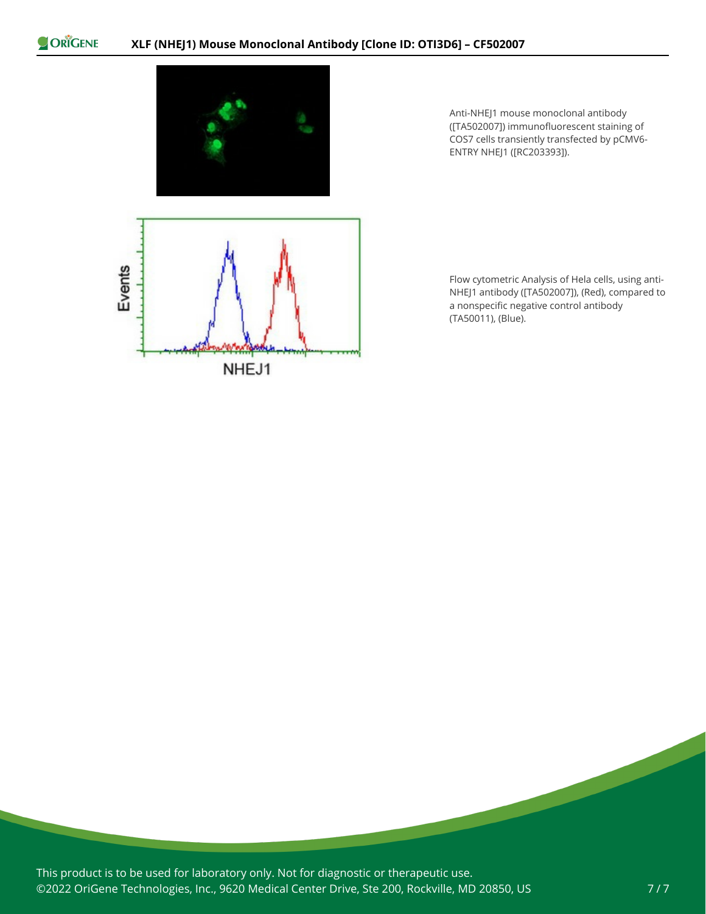Anti-NHEJ1 mouse monoclonal antibody ([TA502007]) immunofluorescent staining of COS7 cells transiently transfected by pCMV6-ENTRY NHEJ1 ([RC203393]).

Events

NHEJ1

Flow cytometric Analysis of Hela cells, using anti-NHEJ1 antibody ([TA502007]), (Red), compared to a nonspecific negative control antibody (TA50011), (Blue).